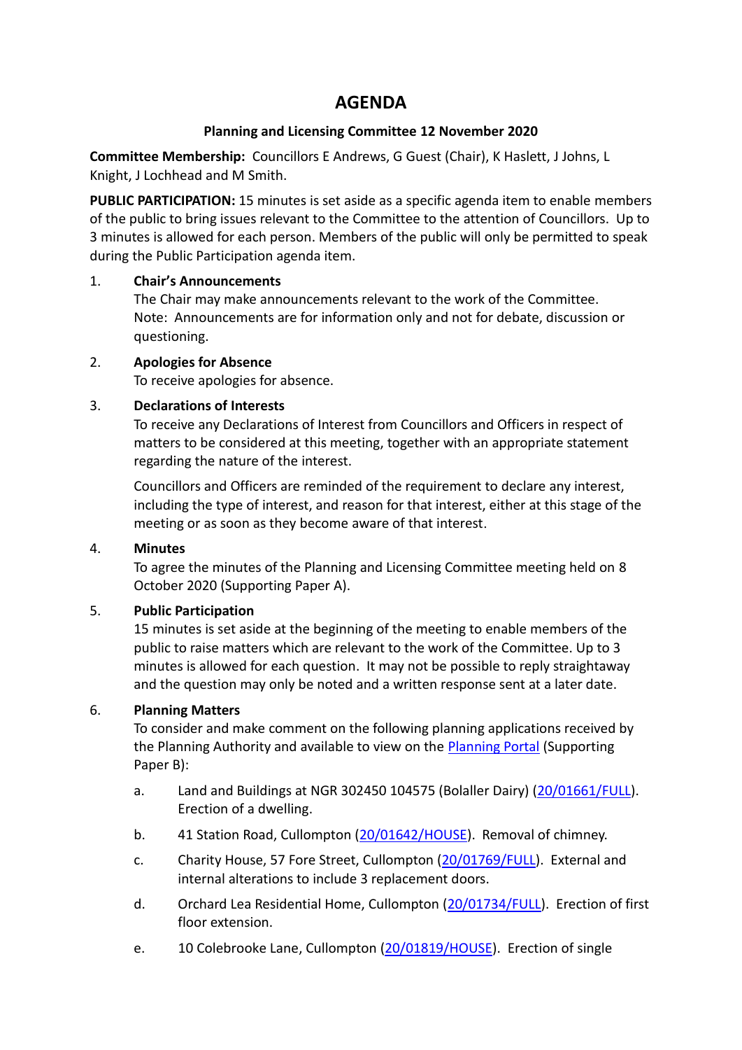# AGENDA

**Planning and Licensing Committee 12 November 2020**

**Committee Membership:** Councillors E Andrews, G Guest (Chair), K Haslett, J Johns, L Knight, J Lochhead and M Smith.

**PUBLIC PARTICIPATION:** 15 minutes is set aside as a specific agenda item to enable members of the public to bring issues relevant to the Committee to the attention of Councillors. Up to 3 minutes is allowed for each person. Members of the public will only be permitted to speak during the Public Participation agenda item.

1. **Chair's Announcements**
   The Chair may make announcements relevant to the work of the Committee.
   Note: Announcements are for information only and not for debate, discussion or questioning.

2. **Apologies for Absence**
   To receive apologies for absence.

3. **Declarations of Interests**
   To receive any Declarations of Interest from Councillors and Officers in respect of matters to be considered at this meeting, together with an appropriate statement regarding the nature of the interest.

   Councillors and Officers are reminded of the requirement to declare any interest, including the type of interest, and reason for that interest, either at this stage of the meeting or as soon as they become aware of that interest.

4. **Minutes**
   To agree the minutes of the Planning and Licensing Committee meeting held on 8 October 2020 (Supporting Paper A).

5. **Public Participation**
   15 minutes is set aside at the beginning of the meeting to enable members of the public to raise matters which are relevant to the work of the Committee. Up to 3 minutes is allowed for each question. It may not be possible to reply straightaway and the question may only be noted and a written response sent at a later date.

6. **Planning Matters**
   To consider and make comment on the following planning applications received by the Planning Authority and available to view on the Planning Portal (Supporting Paper B):

   a. Land and Buildings at NGR 302450 104575 (Bolaller Dairy) (20/01661/FULL). Erection of a dwelling.

   b. 41 Station Road, Cullompton (20/01642/HOUSE). Removal of chimney.

   c. Charity House, 57 Fore Street, Cullompton (20/01769/FULL). External and internal alterations to include 3 replacement doors.

   d. Orchard Lea Residential Home, Cullompton (20/01734/FULL). Erection of first floor extension.

   e. 10 Colebrooke Lane, Cullompton (20/01819/HOUSE). Erection of single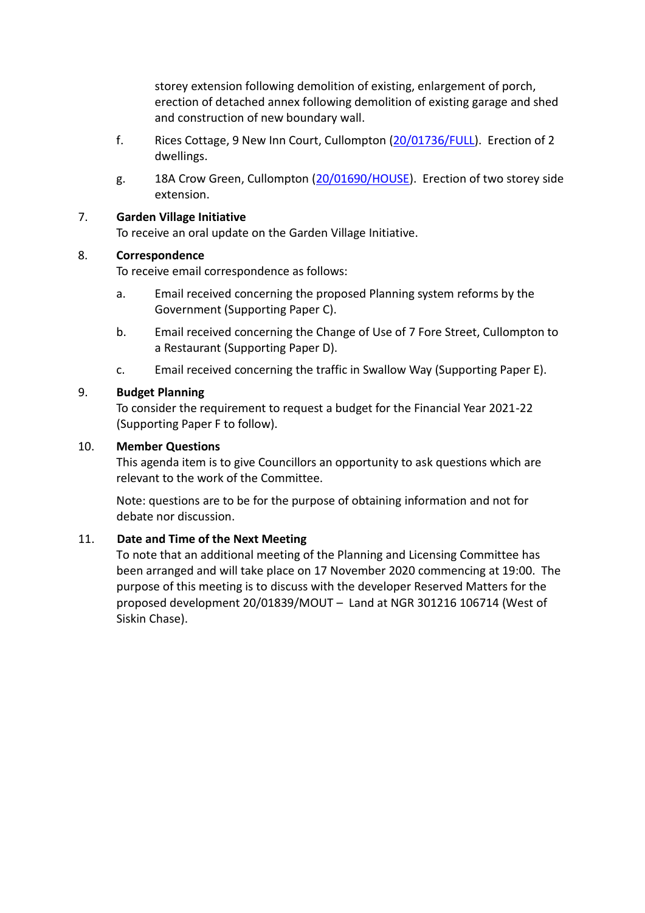storey extension following demolition of existing, enlargement of porch, erection of detached annex following demolition of existing garage and shed and construction of new boundary wall.

f. Rices Cottage, 9 New Inn Court, Cullompton (20/01736/FULL). Erection of 2 dwellings.

g. 18A Crow Green, Cullompton (20/01690/HOUSE). Erection of two storey side extension.

7. **Garden Village Initiative**
To receive an oral update on the Garden Village Initiative.

8. **Correspondence**
To receive email correspondence as follows:

a. Email received concerning the proposed Planning system reforms by the Government (Supporting Paper C).

b. Email received concerning the Change of Use of 7 Fore Street, Cullompton to a Restaurant (Supporting Paper D).

c. Email received concerning the traffic in Swallow Way (Supporting Paper E).

9. **Budget Planning**
To consider the requirement to request a budget for the Financial Year 2021-22 (Supporting Paper F to follow).

10. **Member Questions**
This agenda item is to give Councillors an opportunity to ask questions which are relevant to the work of the Committee.

Note: questions are to be for the purpose of obtaining information and not for debate nor discussion.

11. **Date and Time of the Next Meeting**
To note that an additional meeting of the Planning and Licensing Committee has been arranged and will take place on 17 November 2020 commencing at 19:00. The purpose of this meeting is to discuss with the developer Reserved Matters for the proposed development 20/01839/MOUT – Land at NGR 301216 106714 (West of Siskin Chase).